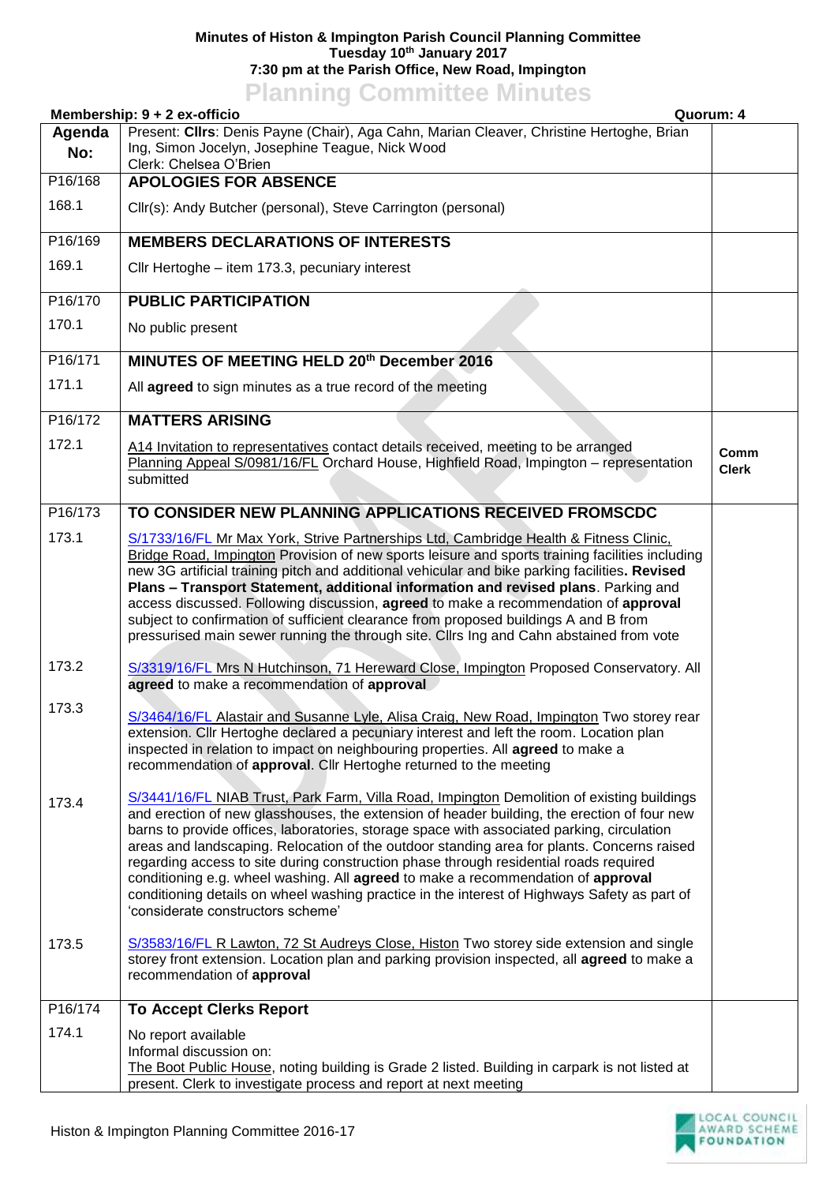**Minutes of Histon & Impington Parish Council Planning Committee**
**Tuesday 10th January 2017**
**7:30 pm at the Parish Office, New Road, Impington**

# Planning Committee Minutes

**Membership: 9 + 2 ex-officio** | **Quorum: 4**

| Agenda No: | Present: **Cllrs**: Denis Payne (Chair), Aga Cahn, Marian Cleaver, Christine Hertoghe, Brian Ing, Simon Jocelyn, Josephine Teague, Nick Wood<br>Clerk: Chelsea O'Brien | |
|---|---|---|
| P16/168 | **APOLOGIES FOR ABSENCE** | |
| 168.1 | Cllr(s): Andy Butcher (personal), Steve Carrington (personal) | |
| P16/169 | **MEMBERS DECLARATIONS OF INTERESTS** | |
| 169.1 | Cllr Hertoghe – item 173.3, pecuniary interest | |
| P16/170 | **PUBLIC PARTICIPATION** | |
| 170.1 | No public present | |
| P16/171 | **MINUTES OF MEETING HELD 20th December 2016** | |
| 171.1 | All **agreed** to sign minutes as a true record of the meeting | |
| P16/172 | **MATTERS ARISING** | |
| 172.1 | A14 Invitation to representatives contact details received, meeting to be arranged<br>Planning Appeal S/0981/16/FL Orchard House, Highfield Road, Impington – representation submitted | **Comm**<br>**Clerk** |
| P16/173 | **TO CONSIDER NEW PLANNING APPLICATIONS RECEIVED FROMSCDC** | |
| 173.1 | S/1733/16/FL Mr Max York, Strive Partnerships Ltd, Cambridge Health & Fitness Clinic, Bridge Road, Impington Provision of new sports leisure and sports training facilities including new 3G artificial training pitch and additional vehicular and bike parking facilities**. Revised Plans – Transport Statement, additional information and revised plans**. Parking and access discussed. Following discussion, **agreed** to make a recommendation of **approval** subject to confirmation of sufficient clearance from proposed buildings A and B from pressurised main sewer running the through site. Cllrs Ing and Cahn abstained from vote | |
| 173.2 | S/3319/16/FL Mrs N Hutchinson, 71 Hereward Close, Impington Proposed Conservatory. All **agreed** to make a recommendation of **approval** | |
| 173.3 | S/3464/16/FL Alastair and Susanne Lyle, Alisa Craig, New Road, Impington Two storey rear extension. Cllr Hertoghe declared a pecuniary interest and left the room. Location plan inspected in relation to impact on neighbouring properties. All **agreed** to make a recommendation of **approval**. Cllr Hertoghe returned to the meeting | |
| 173.4 | S/3441/16/FL NIAB Trust, Park Farm, Villa Road, Impington Demolition of existing buildings and erection of new glasshouses, the extension of header building, the erection of four new barns to provide offices, laboratories, storage space with associated parking, circulation areas and landscaping. Relocation of the outdoor standing area for plants. Concerns raised regarding access to site during construction phase through residential roads required conditioning e.g. wheel washing. All **agreed** to make a recommendation of **approval** conditioning details on wheel washing practice in the interest of Highways Safety as part of 'considerate constructors scheme' | |
| 173.5 | S/3583/16/FL R Lawton, 72 St Audreys Close, Histon Two storey side extension and single storey front extension. Location plan and parking provision inspected, all **agreed** to make a recommendation of **approval** | |
| P16/174 | **To Accept Clerks Report** | |
| 174.1 | No report available<br>Informal discussion on:<br>The Boot Public House, noting building is Grade 2 listed. Building in carpark is not listed at present. Clerk to investigate process and report at next meeting | |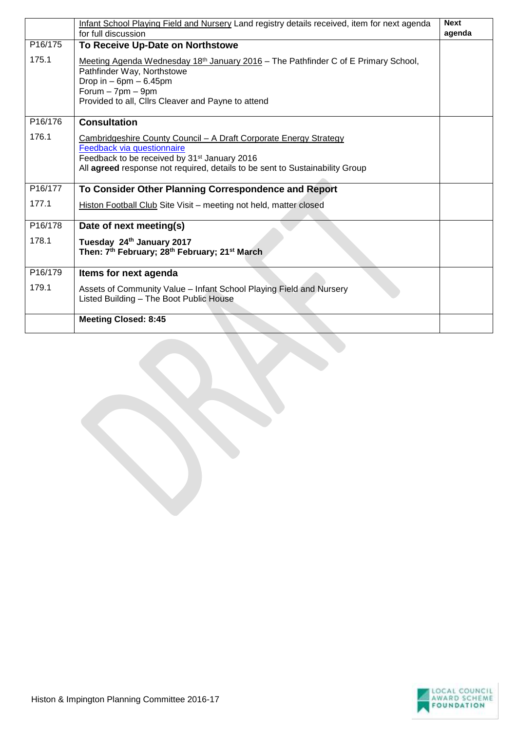| | | |
|---|---|---|
| | Infant School Playing Field and Nursery Land registry details received, item for next agenda for full discussion | **Next agenda** |
| P16/175 | **To Receive Up-Date on Northstowe** | |
| 175.1 | Meeting Agenda Wednesday 18th January 2016 – The Pathfinder C of E Primary School, Pathfinder Way, Northstowe<br>Drop in – 6pm – 6.45pm<br>Forum – 7pm – 9pm<br>Provided to all, Cllrs Cleaver and Payne to attend | |
| P16/176 | **Consultation** | |
| 176.1 | Cambridgeshire County Council – A Draft Corporate Energy Strategy<br>Feedback via questionnaire<br>Feedback to be received by 31st January 2016<br>All **agreed** response not required, details to be sent to Sustainability Group | |
| P16/177 | **To Consider Other Planning Correspondence and Report** | |
| 177.1 | Histon Football Club Site Visit – meeting not held, matter closed | |
| P16/178 | **Date of next meeting(s)** | |
| 178.1 | **Tuesday 24th January 2017**<br>**Then: 7th February; 28th February; 21st March** | |
| P16/179 | **Items for next agenda** | |
| 179.1 | Assets of Community Value – Infant School Playing Field and Nursery<br>Listed Building – The Boot Public House | |
| | **Meeting Closed: 8:45** | |

Histon & Impington Planning Committee 2016-17